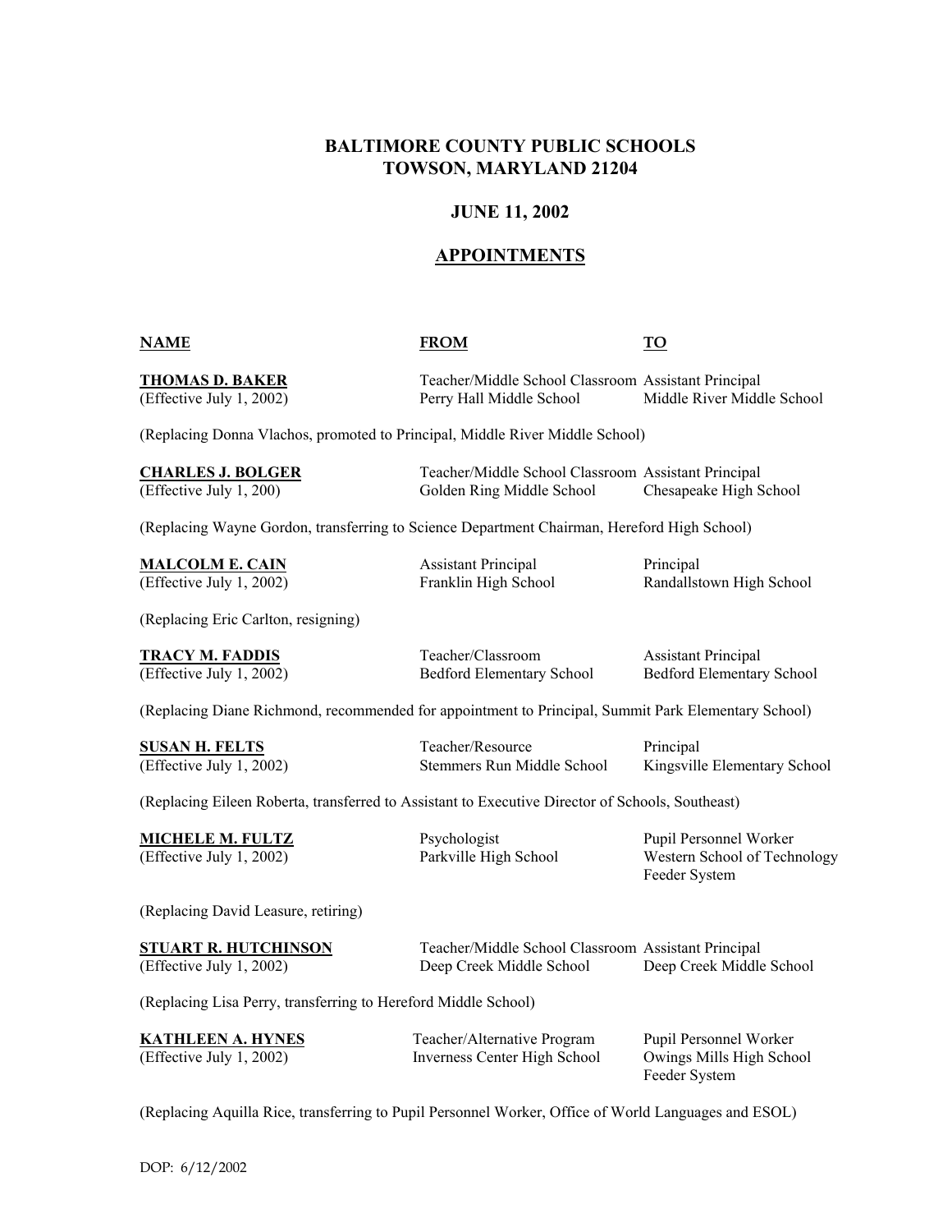# BALTIMORE COUNTY PUBLIC SCHOOLS
# TOWSON, MARYLAND 21204

## JUNE 11, 2002

## APPOINTMENTS

| NAME | FROM | TO |
|---|---|---|
| **THOMAS D. BAKER** (Effective July 1, 2002) | Teacher/Middle School Classroom Perry Hall Middle School | Assistant Principal Middle River Middle School |

(Replacing Donna Vlachos, promoted to Principal, Middle River Middle School)

| NAME | FROM | TO |
|---|---|---|
| **CHARLES J. BOLGER** (Effective July 1, 200) | Teacher/Middle School Classroom Golden Ring Middle School | Assistant Principal Chesapeake High School |

(Replacing Wayne Gordon, transferring to Science Department Chairman, Hereford High School)

| NAME | FROM | TO |
|---|---|---|
| **MALCOLM E. CAIN** (Effective July 1, 2002) | Assistant Principal Franklin High School | Principal Randallstown High School |

(Replacing Eric Carlton, resigning)

| NAME | FROM | TO |
|---|---|---|
| **TRACY M. FADDIS** (Effective July 1, 2002) | Teacher/Classroom Bedford Elementary School | Assistant Principal Bedford Elementary School |

(Replacing Diane Richmond, recommended for appointment to Principal, Summit Park Elementary School)

| NAME | FROM | TO |
|---|---|---|
| **SUSAN H. FELTS** (Effective July 1, 2002) | Teacher/Resource Stemmers Run Middle School | Principal Kingsville Elementary School |

(Replacing Eileen Roberta, transferred to Assistant to Executive Director of Schools, Southeast)

| NAME | FROM | TO |
|---|---|---|
| **MICHELE M. FULTZ** (Effective July 1, 2002) | Psychologist Parkville High School | Pupil Personnel Worker Western School of Technology Feeder System |

(Replacing David Leasure, retiring)

| NAME | FROM | TO |
|---|---|---|
| **STUART R. HUTCHINSON** (Effective July 1, 2002) | Teacher/Middle School Classroom Deep Creek Middle School | Assistant Principal Deep Creek Middle School |

(Replacing Lisa Perry, transferring to Hereford Middle School)

| NAME | FROM | TO |
|---|---|---|
| **KATHLEEN A. HYNES** (Effective July 1, 2002) | Teacher/Alternative Program Inverness Center High School | Pupil Personnel Worker Owings Mills High School Feeder System |

(Replacing Aquilla Rice, transferring to Pupil Personnel Worker, Office of World Languages and ESOL)

DOP: 6/12/2002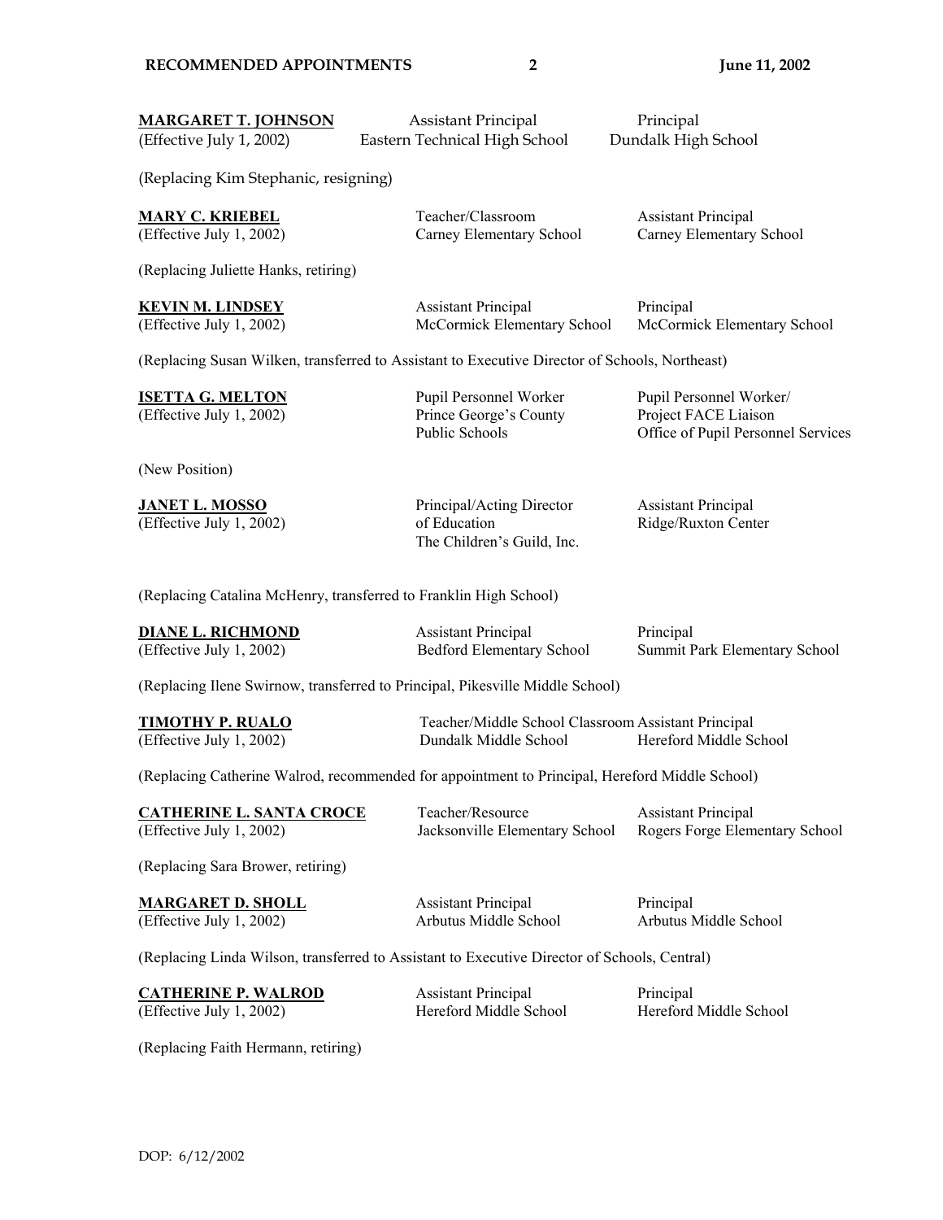| | | |
|---|---|---|
| **MARGARET T. JOHNSON** (Effective July 1, 2002) | Assistant Principal Eastern Technical High School | Principal Dundalk High School |

(Replacing Kim Stephanic, resigning)

| | | |
|---|---|---|
| **MARY C. KRIEBEL** (Effective July 1, 2002) | Teacher/Classroom Carney Elementary School | Assistant Principal Carney Elementary School |

(Replacing Juliette Hanks, retiring)

| | | |
|---|---|---|
| **KEVIN M. LINDSEY** (Effective July 1, 2002) | Assistant Principal McCormick Elementary School | Principal McCormick Elementary School |

(Replacing Susan Wilken, transferred to Assistant to Executive Director of Schools, Northeast)

| | | |
|---|---|---|
| **ISETTA G. MELTON** (Effective July 1, 2002) | Pupil Personnel Worker Prince George's County Public Schools | Pupil Personnel Worker/ Project FACE Liaison Office of Pupil Personnel Services |

(New Position)

| | | |
|---|---|---|
| **JANET L. MOSSO** (Effective July 1, 2002) | Principal/Acting Director of Education The Children's Guild, Inc. | Assistant Principal Ridge/Ruxton Center |

(Replacing Catalina McHenry, transferred to Franklin High School)

| | | |
|---|---|---|
| **DIANE L. RICHMOND** (Effective July 1, 2002) | Assistant Principal Bedford Elementary School | Principal Summit Park Elementary School |

(Replacing Ilene Swirnow, transferred to Principal, Pikesville Middle School)

| | | |
|---|---|---|
| **TIMOTHY P. RUALO** (Effective July 1, 2002) | Teacher/Middle School Classroom Dundalk Middle School | Assistant Principal Hereford Middle School |

(Replacing Catherine Walrod, recommended for appointment to Principal, Hereford Middle School)

| | | |
|---|---|---|
| **CATHERINE L. SANTA CROCE** (Effective July 1, 2002) | Teacher/Resource Jacksonville Elementary School | Assistant Principal Rogers Forge Elementary School |

(Replacing Sara Brower, retiring)

| | | |
|---|---|---|
| **MARGARET D. SHOLL** (Effective July 1, 2002) | Assistant Principal Arbutus Middle School | Principal Arbutus Middle School |

(Replacing Linda Wilson, transferred to Assistant to Executive Director of Schools, Central)

| | | |
|---|---|---|
| **CATHERINE P. WALROD** (Effective July 1, 2002) | Assistant Principal Hereford Middle School | Principal Hereford Middle School |

(Replacing Faith Hermann, retiring)

DOP: 6/12/2002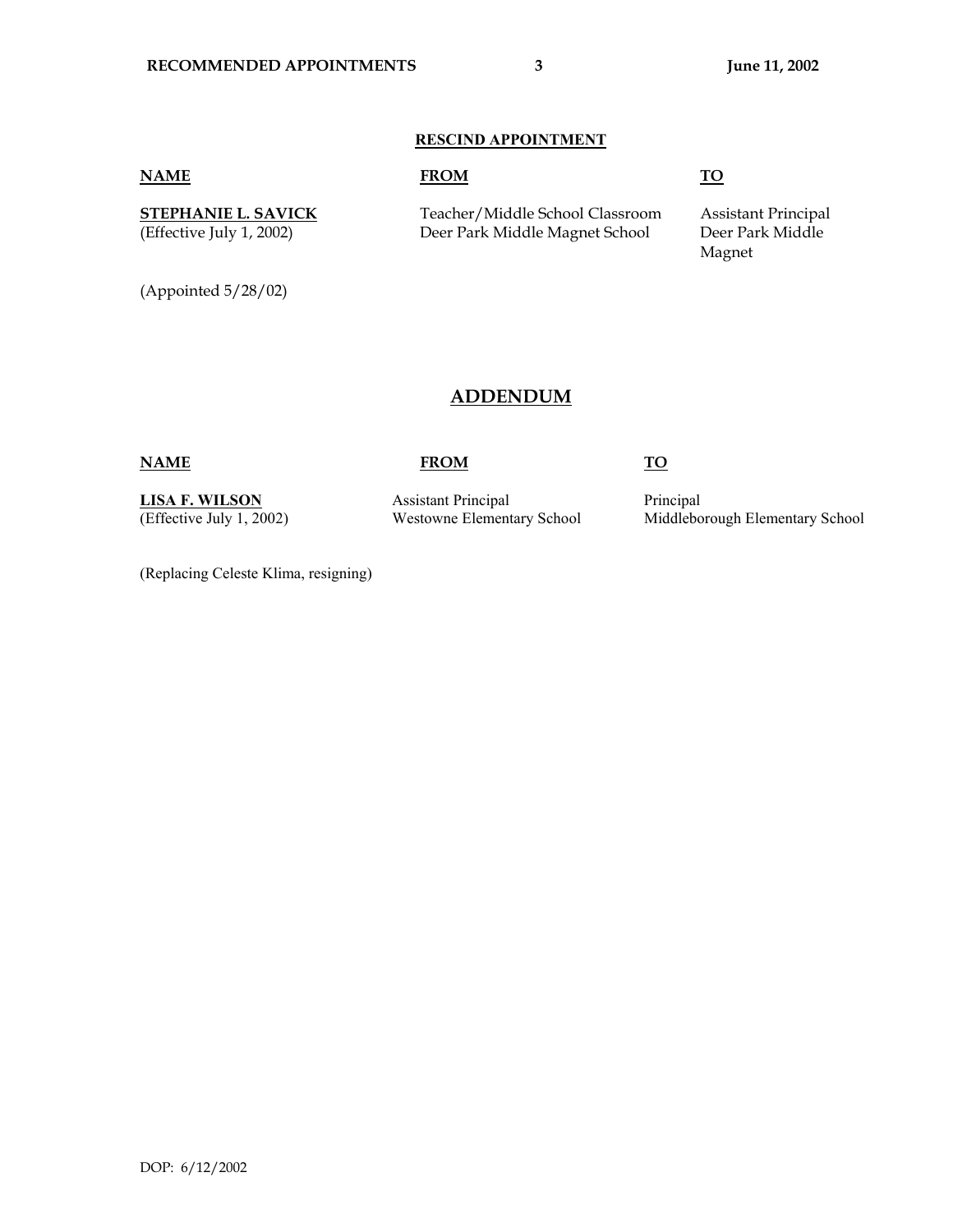## RESCIND APPOINTMENT

| NAME | FROM | TO |
| --- | --- | --- |
| **STEPHANIE L. SAVICK** (Effective July 1, 2002) | Teacher/Middle School Classroom Deer Park Middle Magnet School | Assistant Principal Deer Park Middle Magnet |

(Appointed 5/28/02)

## ADDENDUM

| NAME | FROM | TO |
| --- | --- | --- |
| **LISA F. WILSON** (Effective July 1, 2002) | Assistant Principal Westowne Elementary School | Principal Middleborough Elementary School |

(Replacing Celeste Klima, resigning)

DOP: 6/12/2002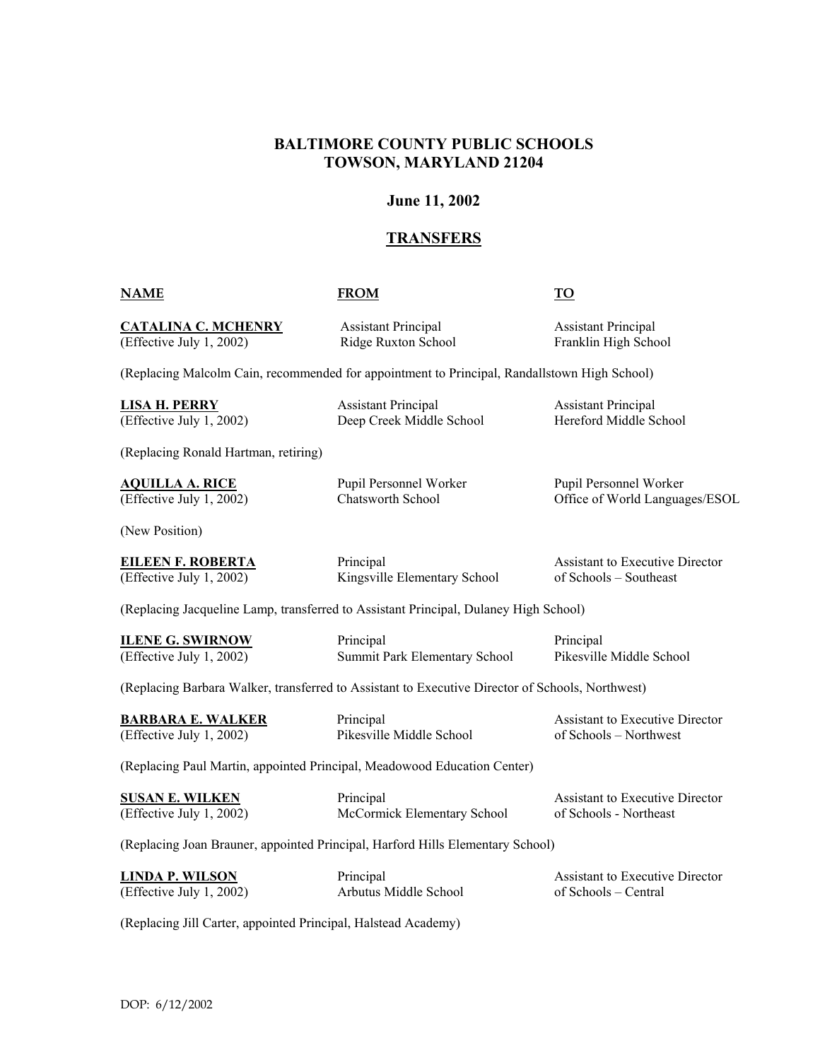# BALTIMORE COUNTY PUBLIC SCHOOLS
# TOWSON, MARYLAND 21204

## June 11, 2002

## TRANSFERS

| NAME | FROM | TO |
|---|---|---|
| **CATALINA C. MCHENRY** (Effective July 1, 2002) | Assistant Principal Ridge Ruxton School | Assistant Principal Franklin High School |

(Replacing Malcolm Cain, recommended for appointment to Principal, Randallstown High School)

| NAME | FROM | TO |
|---|---|---|
| **LISA H. PERRY** (Effective July 1, 2002) | Assistant Principal Deep Creek Middle School | Assistant Principal Hereford Middle School |

(Replacing Ronald Hartman, retiring)

| NAME | FROM | TO |
|---|---|---|
| **AQUILLA A. RICE** (Effective July 1, 2002) | Pupil Personnel Worker Chatsworth School | Pupil Personnel Worker Office of World Languages/ESOL |

(New Position)

| NAME | FROM | TO |
|---|---|---|
| **EILEEN F. ROBERTA** (Effective July 1, 2002) | Principal Kingsville Elementary School | Assistant to Executive Director of Schools – Southeast |

(Replacing Jacqueline Lamp, transferred to Assistant Principal, Dulaney High School)

| NAME | FROM | TO |
|---|---|---|
| **ILENE G. SWIRNOW** (Effective July 1, 2002) | Principal Summit Park Elementary School | Principal Pikesville Middle School |

(Replacing Barbara Walker, transferred to Assistant to Executive Director of Schools, Northwest)

| NAME | FROM | TO |
|---|---|---|
| **BARBARA E. WALKER** (Effective July 1, 2002) | Principal Pikesville Middle School | Assistant to Executive Director of Schools – Northwest |

(Replacing Paul Martin, appointed Principal, Meadowood Education Center)

| NAME | FROM | TO |
|---|---|---|
| **SUSAN E. WILKEN** (Effective July 1, 2002) | Principal McCormick Elementary School | Assistant to Executive Director of Schools - Northeast |

(Replacing Joan Brauner, appointed Principal, Harford Hills Elementary School)

| NAME | FROM | TO |
|---|---|---|
| **LINDA P. WILSON** (Effective July 1, 2002) | Principal Arbutus Middle School | Assistant to Executive Director of Schools – Central |

(Replacing Jill Carter, appointed Principal, Halstead Academy)

DOP: 6/12/2002